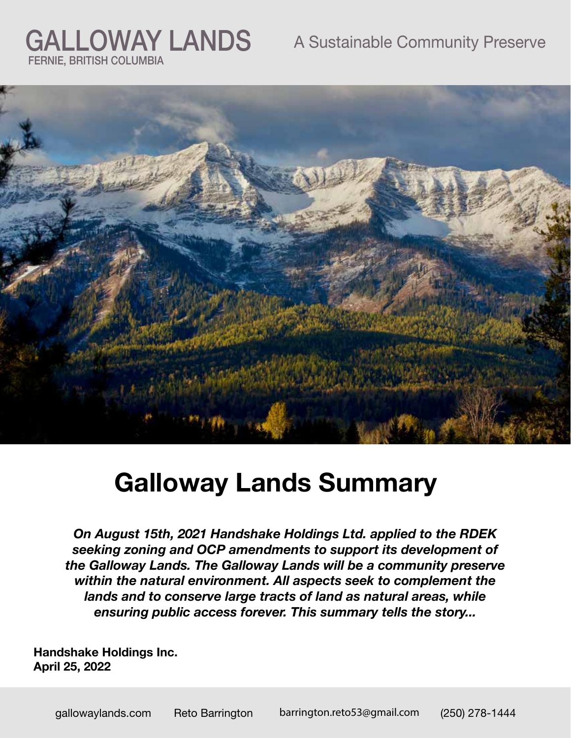# GALLOWAY LANDS

FERNIE, BRITISH COLUMBIA

A Sustainable Community Preserve

# Galloway Lands Summary

***On August 15th, 2021 Handshake Holdings Ltd. applied to the RDEK seeking zoning and OCP amendments to support its development of the Galloway Lands. The Galloway Lands will be a community preserve within the natural environment. All aspects seek to complement the lands and to conserve large tracts of land as natural areas, while ensuring public access forever. This summary tells the story...***

**Handshake Holdings Inc.**
**April 25, 2022**

gallowaylands.com Reto Barrington barrington.reto53@gmail.com (250) 278-1444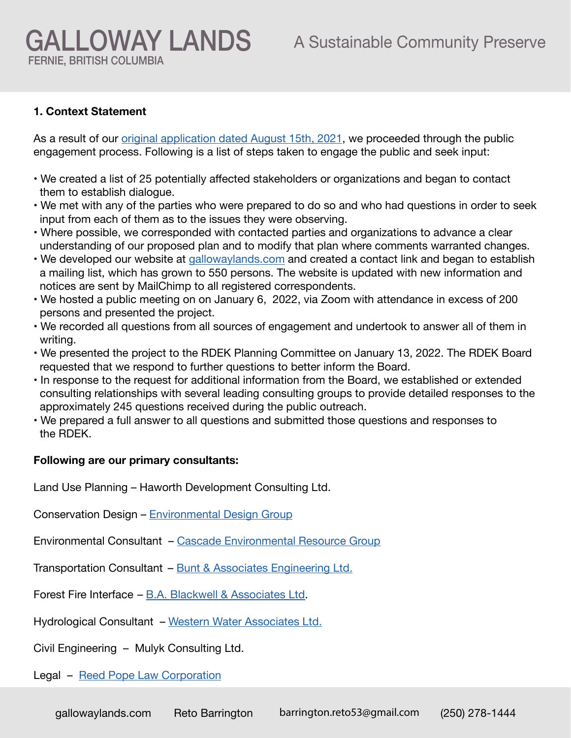### 1. Context Statement

As a result of our original application dated August 15th, 2021, we proceeded through the public engagement process. Following is a list of steps taken to engage the public and seek input:

- We created a list of 25 potentially affected stakeholders or organizations and began to contact them to establish dialogue.
- We met with any of the parties who were prepared to do so and who had questions in order to seek input from each of them as to the issues they were observing.
- Where possible, we corresponded with contacted parties and organizations to advance a clear understanding of our proposed plan and to modify that plan where comments warranted changes.
- We developed our website at gallowaylands.com and created a contact link and began to establish a mailing list, which has grown to 550 persons. The website is updated with new information and notices are sent by MailChimp to all registered correspondents.
- We hosted a public meeting on on January 6, 2022, via Zoom with attendance in excess of 200 persons and presented the project.
- We recorded all questions from all sources of engagement and undertook to answer all of them in writing.
- We presented the project to the RDEK Planning Committee on January 13, 2022. The RDEK Board requested that we respond to further questions to better inform the Board.
- In response to the request for additional information from the Board, we established or extended consulting relationships with several leading consulting groups to provide detailed responses to the approximately 245 questions received during the public outreach.
- We prepared a full answer to all questions and submitted those questions and responses to the RDEK.

**Following are our primary consultants:**

Land Use Planning – Haworth Development Consulting Ltd.

Conservation Design – Environmental Design Group

Environmental Consultant – Cascade Environmental Resource Group

Transportation Consultant – Bunt & Associates Engineering Ltd.

Forest Fire Interface – B.A. Blackwell & Associates Ltd.

Hydrological Consultant – Western Water Associates Ltd.

Civil Engineering – Mulyk Consulting Ltd.

Legal – Reed Pope Law Corporation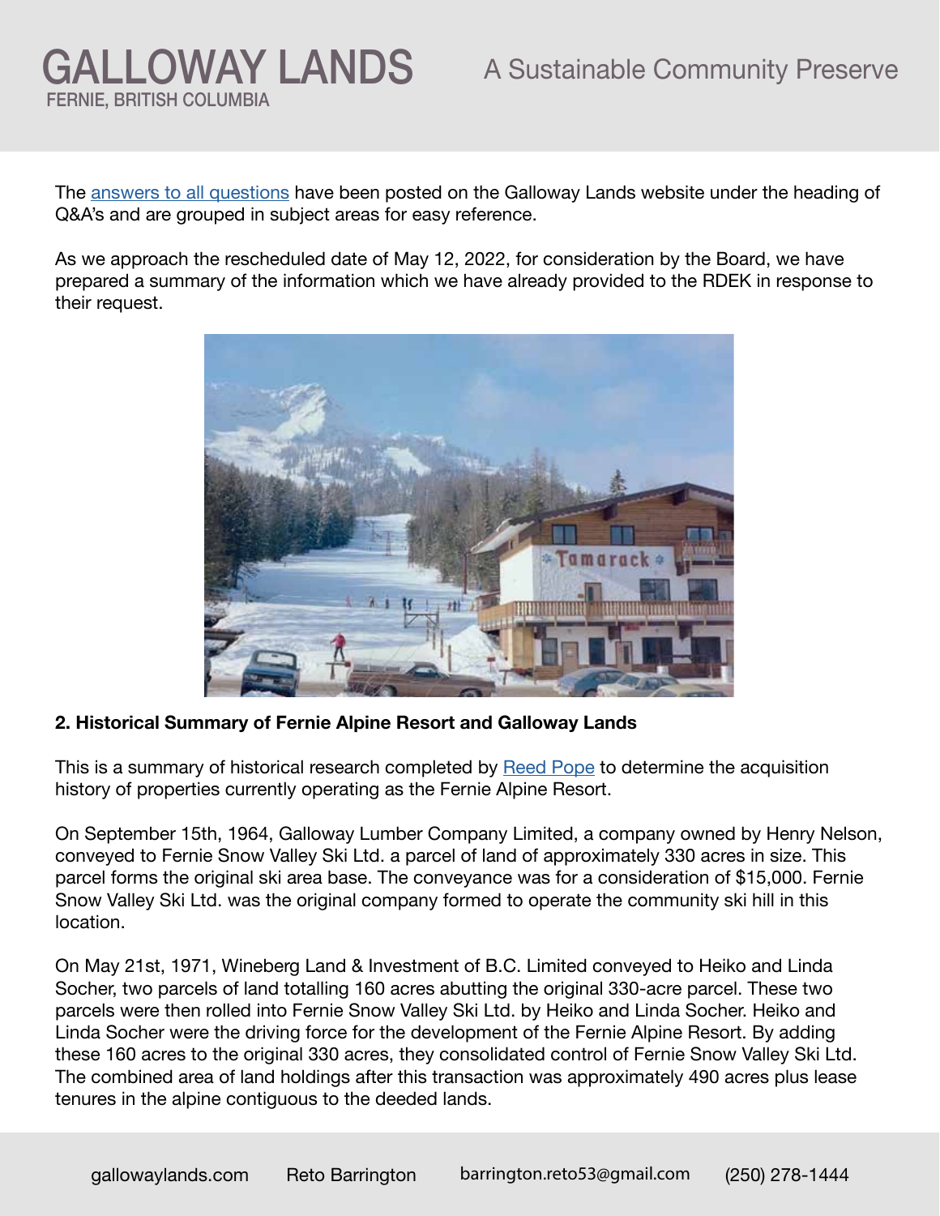The answers to all questions have been posted on the Galloway Lands website under the heading of Q&A's and are grouped in subject areas for easy reference.

As we approach the rescheduled date of May 12, 2022, for consideration by the Board, we have prepared a summary of the information which we have already provided to the RDEK in response to their request.

**2. Historical Summary of Fernie Alpine Resort and Galloway Lands**

This is a summary of historical research completed by Reed Pope to determine the acquisition history of properties currently operating as the Fernie Alpine Resort.

On September 15th, 1964, Galloway Lumber Company Limited, a company owned by Henry Nelson, conveyed to Fernie Snow Valley Ski Ltd. a parcel of land of approximately 330 acres in size. This parcel forms the original ski area base. The conveyance was for a consideration of $15,000. Fernie Snow Valley Ski Ltd. was the original company formed to operate the community ski hill in this location.

On May 21st, 1971, Wineberg Land & Investment of B.C. Limited conveyed to Heiko and Linda Socher, two parcels of land totalling 160 acres abutting the original 330-acre parcel. These two parcels were then rolled into Fernie Snow Valley Ski Ltd. by Heiko and Linda Socher. Heiko and Linda Socher were the driving force for the development of the Fernie Alpine Resort. By adding these 160 acres to the original 330 acres, they consolidated control of Fernie Snow Valley Ski Ltd. The combined area of land holdings after this transaction was approximately 490 acres plus lease tenures in the alpine contiguous to the deeded lands.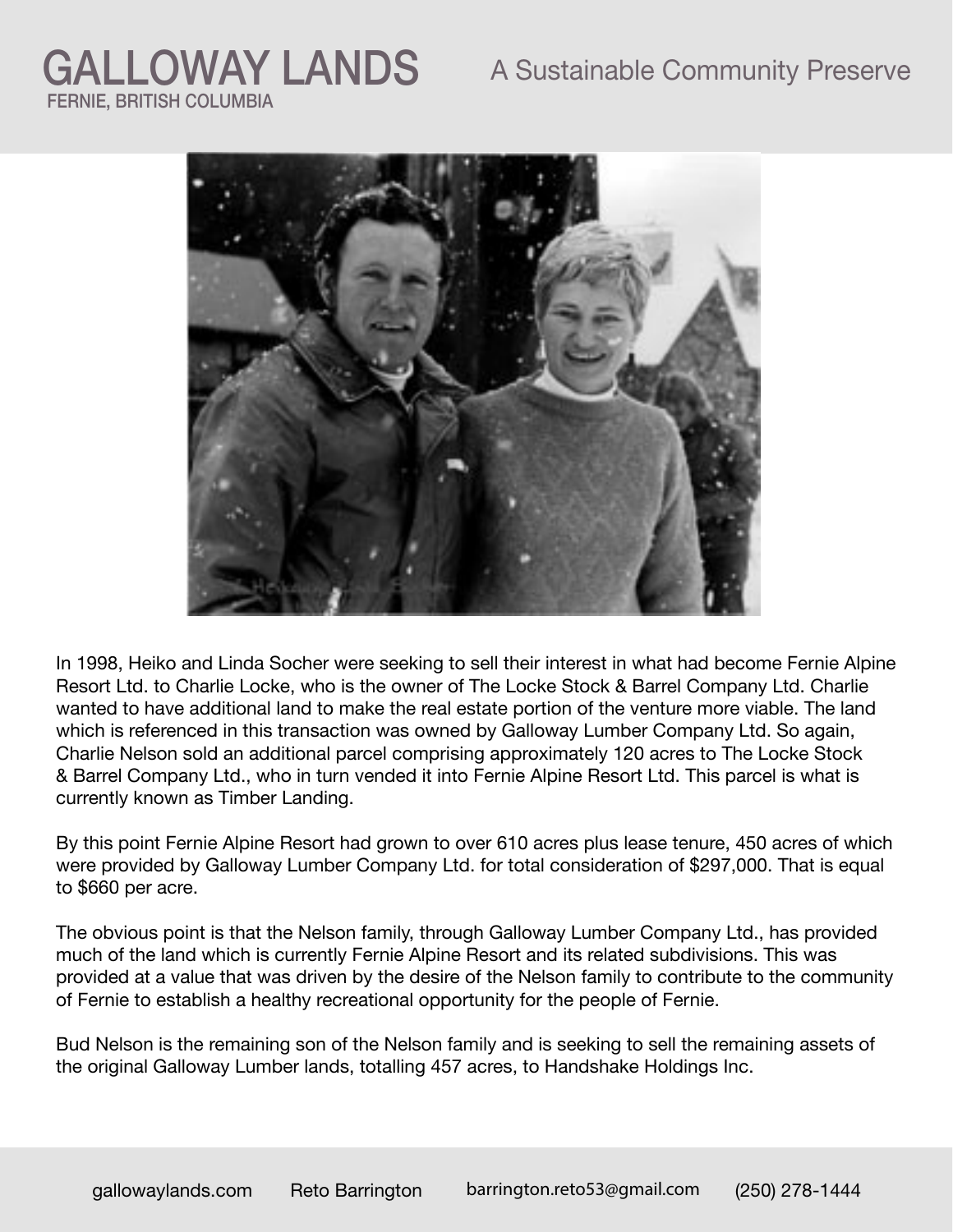In 1998, Heiko and Linda Socher were seeking to sell their interest in what had become Fernie Alpine Resort Ltd. to Charlie Locke, who is the owner of The Locke Stock & Barrel Company Ltd. Charlie wanted to have additional land to make the real estate portion of the venture more viable. The land which is referenced in this transaction was owned by Galloway Lumber Company Ltd. So again, Charlie Nelson sold an additional parcel comprising approximately 120 acres to The Locke Stock & Barrel Company Ltd., who in turn vended it into Fernie Alpine Resort Ltd. This parcel is what is currently known as Timber Landing.

By this point Fernie Alpine Resort had grown to over 610 acres plus lease tenure, 450 acres of which were provided by Galloway Lumber Company Ltd. for total consideration of $297,000. That is equal to $660 per acre.

The obvious point is that the Nelson family, through Galloway Lumber Company Ltd., has provided much of the land which is currently Fernie Alpine Resort and its related subdivisions. This was provided at a value that was driven by the desire of the Nelson family to contribute to the community of Fernie to establish a healthy recreational opportunity for the people of Fernie.

Bud Nelson is the remaining son of the Nelson family and is seeking to sell the remaining assets of the original Galloway Lumber lands, totalling 457 acres, to Handshake Holdings Inc.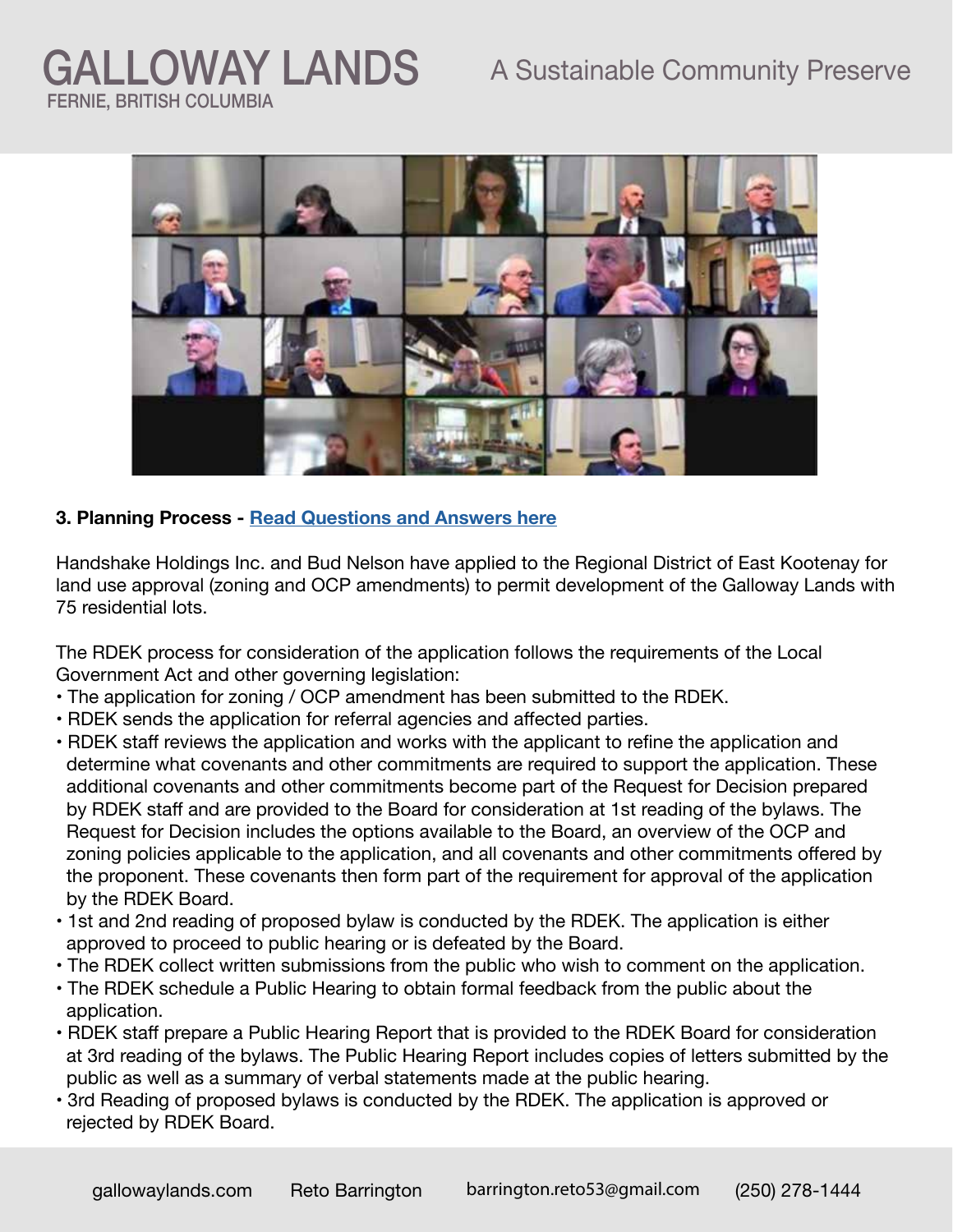**3. Planning Process - Read Questions and Answers here**

Handshake Holdings Inc. and Bud Nelson have applied to the Regional District of East Kootenay for land use approval (zoning and OCP amendments) to permit development of the Galloway Lands with 75 residential lots.

The RDEK process for consideration of the application follows the requirements of the Local Government Act and other governing legislation:

- The application for zoning / OCP amendment has been submitted to the RDEK.
- RDEK sends the application for referral agencies and affected parties.
- RDEK staff reviews the application and works with the applicant to refine the application and determine what covenants and other commitments are required to support the application. These additional covenants and other commitments become part of the Request for Decision prepared by RDEK staff and are provided to the Board for consideration at 1st reading of the bylaws. The Request for Decision includes the options available to the Board, an overview of the OCP and zoning policies applicable to the application, and all covenants and other commitments offered by the proponent. These covenants then form part of the requirement for approval of the application by the RDEK Board.
- 1st and 2nd reading of proposed bylaw is conducted by the RDEK. The application is either approved to proceed to public hearing or is defeated by the Board.
- The RDEK collect written submissions from the public who wish to comment on the application.
- The RDEK schedule a Public Hearing to obtain formal feedback from the public about the application.
- RDEK staff prepare a Public Hearing Report that is provided to the RDEK Board for consideration at 3rd reading of the bylaws. The Public Hearing Report includes copies of letters submitted by the public as well as a summary of verbal statements made at the public hearing.
- 3rd Reading of proposed bylaws is conducted by the RDEK. The application is approved or rejected by RDEK Board.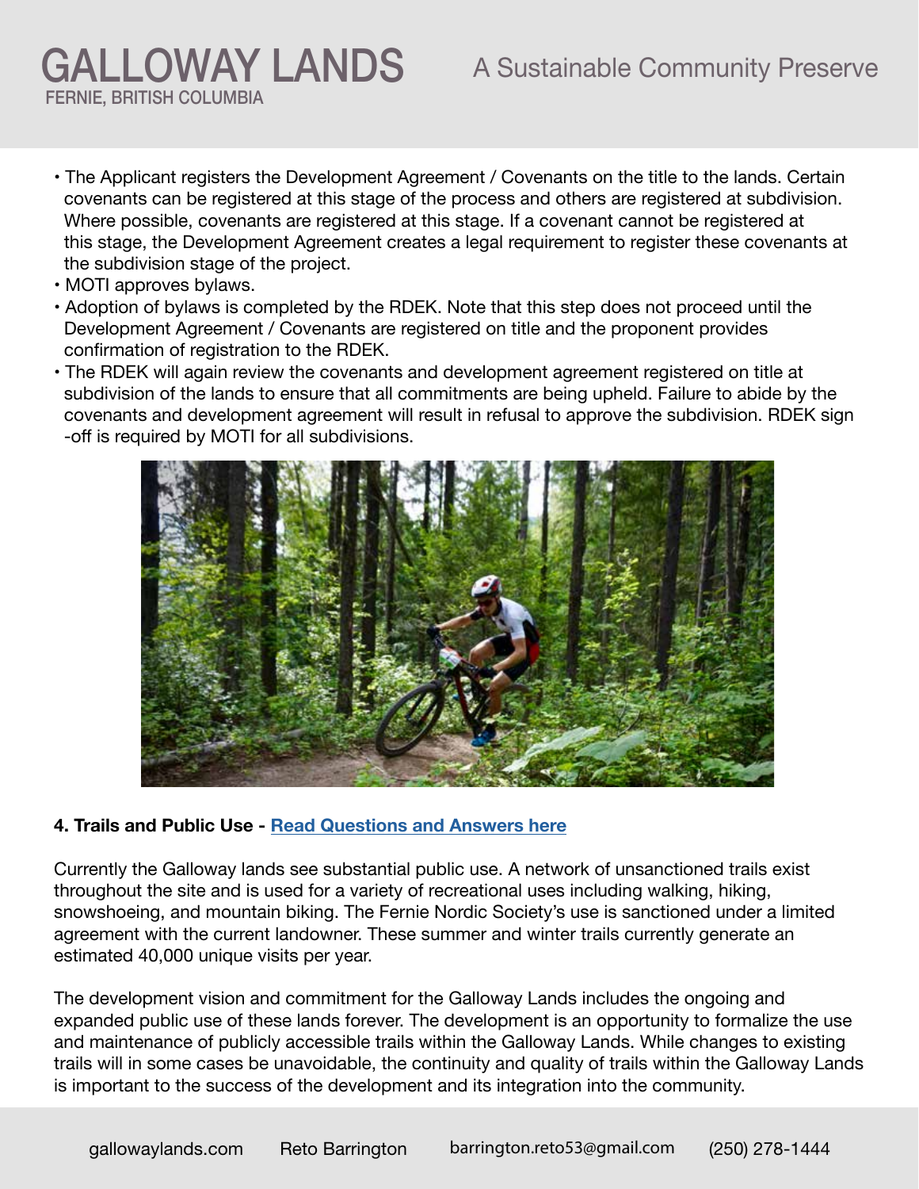- The Applicant registers the Development Agreement / Covenants on the title to the lands. Certain covenants can be registered at this stage of the process and others are registered at subdivision. Where possible, covenants are registered at this stage. If a covenant cannot be registered at this stage, the Development Agreement creates a legal requirement to register these covenants at the subdivision stage of the project.
- MOTI approves bylaws.
- Adoption of bylaws is completed by the RDEK. Note that this step does not proceed until the Development Agreement / Covenants are registered on title and the proponent provides confirmation of registration to the RDEK.
- The RDEK will again review the covenants and development agreement registered on title at subdivision of the lands to ensure that all commitments are being upheld. Failure to abide by the covenants and development agreement will result in refusal to approve the subdivision. RDEK sign-off is required by MOTI for all subdivisions.

**4. Trails and Public Use - Read Questions and Answers here**

Currently the Galloway lands see substantial public use. A network of unsanctioned trails exist throughout the site and is used for a variety of recreational uses including walking, hiking, snowshoeing, and mountain biking. The Fernie Nordic Society's use is sanctioned under a limited agreement with the current landowner. These summer and winter trails currently generate an estimated 40,000 unique visits per year.

The development vision and commitment for the Galloway Lands includes the ongoing and expanded public use of these lands forever. The development is an opportunity to formalize the use and maintenance of publicly accessible trails within the Galloway Lands. While changes to existing trails will in some cases be unavoidable, the continuity and quality of trails within the Galloway Lands is important to the success of the development and its integration into the community.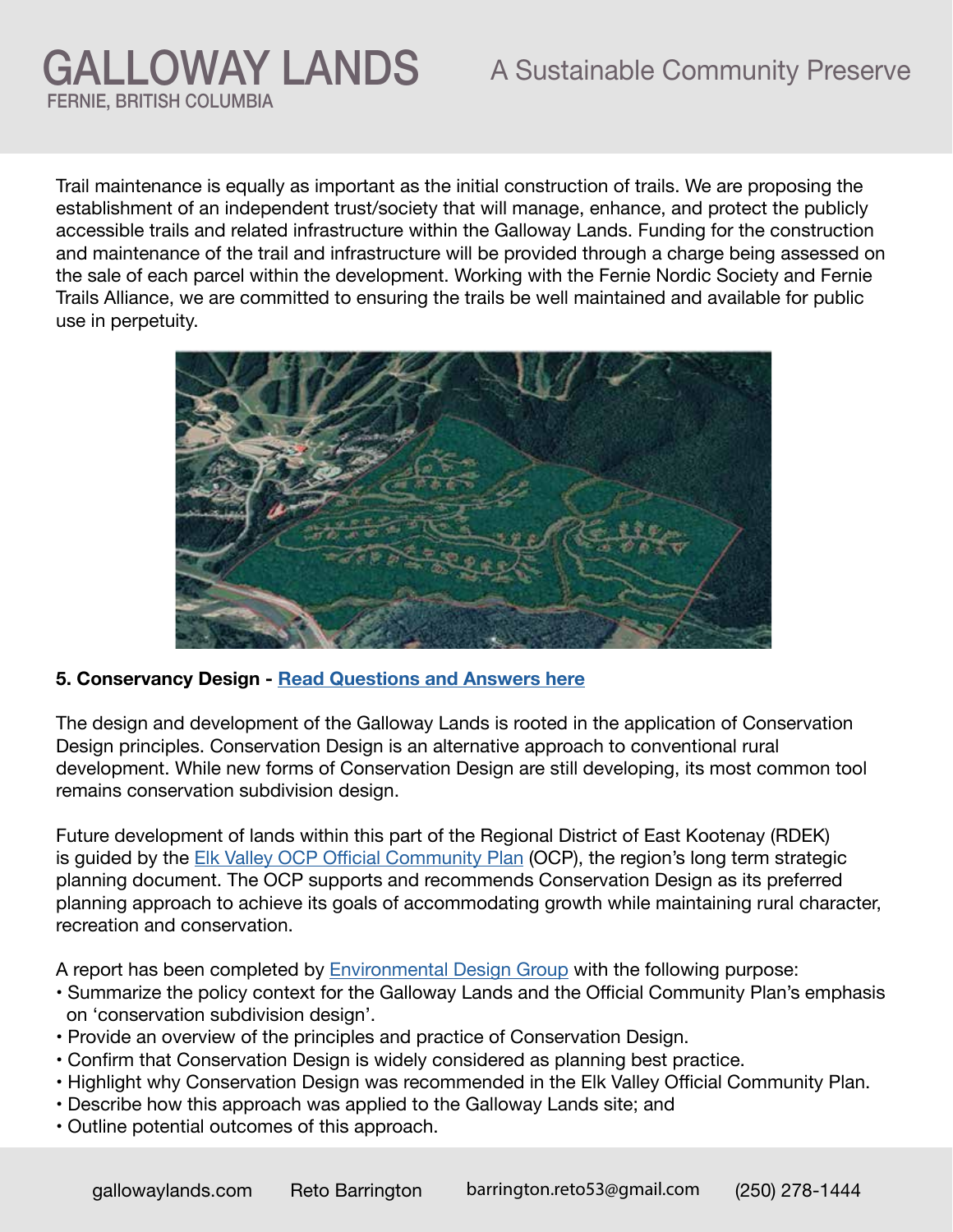Trail maintenance is equally as important as the initial construction of trails. We are proposing the establishment of an independent trust/society that will manage, enhance, and protect the publicly accessible trails and related infrastructure within the Galloway Lands. Funding for the construction and maintenance of the trail and infrastructure will be provided through a charge being assessed on the sale of each parcel within the development. Working with the Fernie Nordic Society and Fernie Trails Alliance, we are committed to ensuring the trails be well maintained and available for public use in perpetuity.

**5. Conservancy Design - [Read Questions and Answers here]**

The design and development of the Galloway Lands is rooted in the application of Conservation Design principles. Conservation Design is an alternative approach to conventional rural development. While new forms of Conservation Design are still developing, its most common tool remains conservation subdivision design.

Future development of lands within this part of the Regional District of East Kootenay (RDEK) is guided by the Elk Valley OCP Official Community Plan (OCP), the region's long term strategic planning document. The OCP supports and recommends Conservation Design as its preferred planning approach to achieve its goals of accommodating growth while maintaining rural character, recreation and conservation.

A report has been completed by Environmental Design Group with the following purpose:

- Summarize the policy context for the Galloway Lands and the Official Community Plan's emphasis on 'conservation subdivision design'.
- Provide an overview of the principles and practice of Conservation Design.
- Confirm that Conservation Design is widely considered as planning best practice.
- Highlight why Conservation Design was recommended in the Elk Valley Official Community Plan.
- Describe how this approach was applied to the Galloway Lands site; and
- Outline potential outcomes of this approach.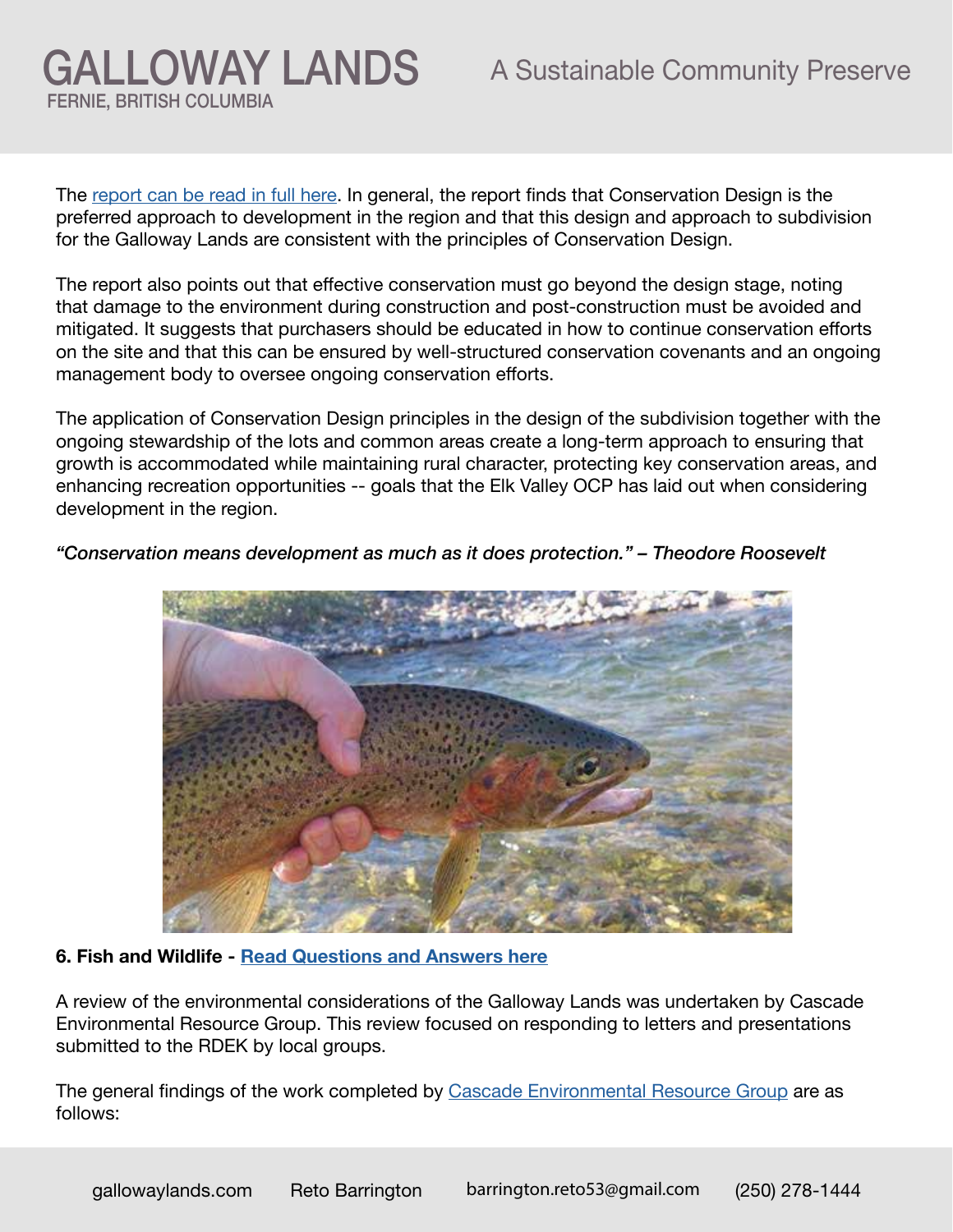The [report can be read in full here](). In general, the report finds that Conservation Design is the preferred approach to development in the region and that this design and approach to subdivision for the Galloway Lands are consistent with the principles of Conservation Design.

The report also points out that effective conservation must go beyond the design stage, noting that damage to the environment during construction and post-construction must be avoided and mitigated. It suggests that purchasers should be educated in how to continue conservation efforts on the site and that this can be ensured by well-structured conservation covenants and an ongoing management body to oversee ongoing conservation efforts.

The application of Conservation Design principles in the design of the subdivision together with the ongoing stewardship of the lots and common areas create a long-term approach to ensuring that growth is accommodated while maintaining rural character, protecting key conservation areas, and enhancing recreation opportunities -- goals that the Elk Valley OCP has laid out when considering development in the region.

*"Conservation means development as much as it does protection." – Theodore Roosevelt*

**6. Fish and Wildlife - [Read Questions and Answers here]()**

A review of the environmental considerations of the Galloway Lands was undertaken by Cascade Environmental Resource Group. This review focused on responding to letters and presentations submitted to the RDEK by local groups.

The general findings of the work completed by [Cascade Environmental Resource Group]() are as follows: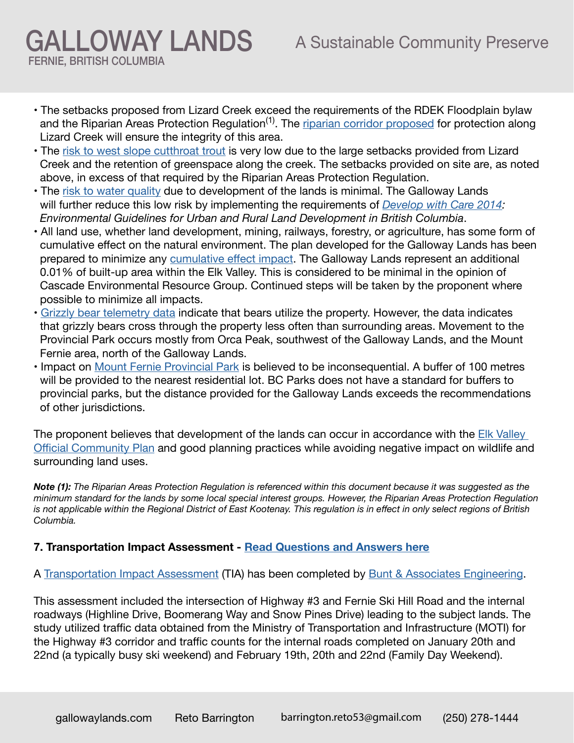- The setbacks proposed from Lizard Creek exceed the requirements of the RDEK Floodplain bylaw and the Riparian Areas Protection Regulation[1]. The riparian corridor proposed for protection along Lizard Creek will ensure the integrity of this area.
- The risk to west slope cutthroat trout is very low due to the large setbacks provided from Lizard Creek and the retention of greenspace along the creek. The setbacks provided on site are, as noted above, in excess of that required by the Riparian Areas Protection Regulation.
- The risk to water quality due to development of the lands is minimal. The Galloway Lands will further reduce this low risk by implementing the requirements of *Develop with Care 2014: Environmental Guidelines for Urban and Rural Land Development in British Columbia*.
- All land use, whether land development, mining, railways, forestry, or agriculture, has some form of cumulative effect on the natural environment. The plan developed for the Galloway Lands has been prepared to minimize any cumulative effect impact. The Galloway Lands represent an additional 0.01% of built-up area within the Elk Valley. This is considered to be minimal in the opinion of Cascade Environmental Resource Group. Continued steps will be taken by the proponent where possible to minimize all impacts.
- Grizzly bear telemetry data indicate that bears utilize the property. However, the data indicates that grizzly bears cross through the property less often than surrounding areas. Movement to the Provincial Park occurs mostly from Orca Peak, southwest of the Galloway Lands, and the Mount Fernie area, north of the Galloway Lands.
- Impact on Mount Fernie Provincial Park is believed to be inconsequential. A buffer of 100 metres will be provided to the nearest residential lot. BC Parks does not have a standard for buffers to provincial parks, but the distance provided for the Galloway Lands exceeds the recommendations of other jurisdictions.

The proponent believes that development of the lands can occur in accordance with the Elk Valley Official Community Plan and good planning practices while avoiding negative impact on wildlife and surrounding land uses.

***Note (1):*** *The Riparian Areas Protection Regulation is referenced within this document because it was suggested as the minimum standard for the lands by some local special interest groups. However, the Riparian Areas Protection Regulation is not applicable within the Regional District of East Kootenay. This regulation is in effect in only select regions of British Columbia.*

**7. Transportation Impact Assessment - Read Questions and Answers here**

A Transportation Impact Assessment (TIA) has been completed by Bunt & Associates Engineering.

This assessment included the intersection of Highway #3 and Fernie Ski Hill Road and the internal roadways (Highline Drive, Boomerang Way and Snow Pines Drive) leading to the subject lands. The study utilized traffic data obtained from the Ministry of Transportation and Infrastructure (MOTI) for the Highway #3 corridor and traffic counts for the internal roads completed on January 20th and 22nd (a typically busy ski weekend) and February 19th, 20th and 22nd (Family Day Weekend).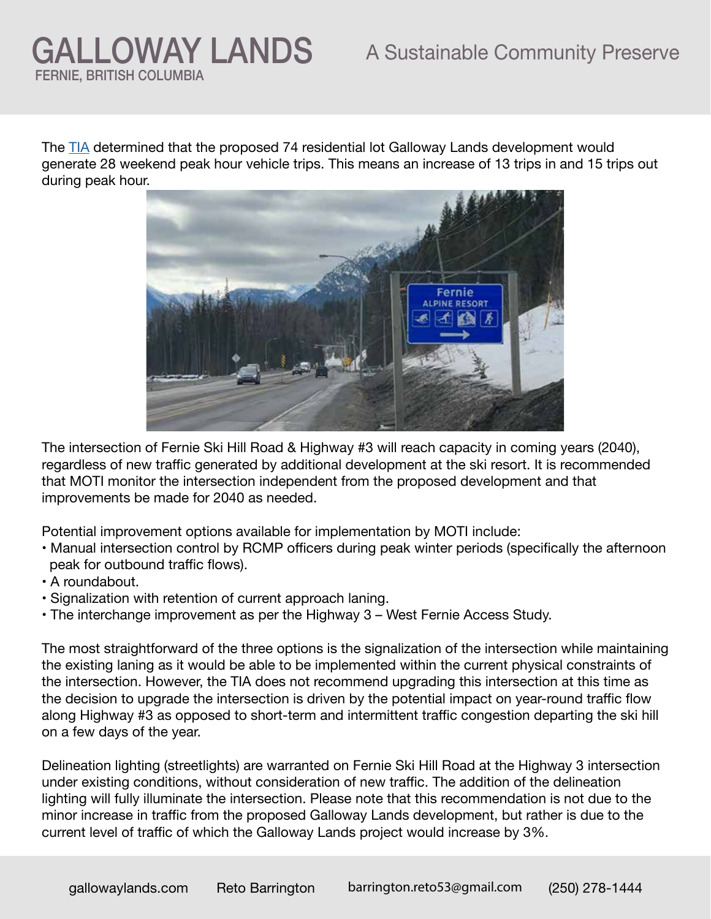The TIA determined that the proposed 74 residential lot Galloway Lands development would generate 28 weekend peak hour vehicle trips. This means an increase of 13 trips in and 15 trips out during peak hour.

The intersection of Fernie Ski Hill Road & Highway #3 will reach capacity in coming years (2040), regardless of new traffic generated by additional development at the ski resort. It is recommended that MOTI monitor the intersection independent from the proposed development and that improvements be made for 2040 as needed.

Potential improvement options available for implementation by MOTI include:

- Manual intersection control by RCMP officers during peak winter periods (specifically the afternoon peak for outbound traffic flows).
- A roundabout.
- Signalization with retention of current approach laning.
- The interchange improvement as per the Highway 3 – West Fernie Access Study.

The most straightforward of the three options is the signalization of the intersection while maintaining the existing laning as it would be able to be implemented within the current physical constraints of the intersection. However, the TIA does not recommend upgrading this intersection at this time as the decision to upgrade the intersection is driven by the potential impact on year-round traffic flow along Highway #3 as opposed to short-term and intermittent traffic congestion departing the ski hill on a few days of the year.

Delineation lighting (streetlights) are warranted on Fernie Ski Hill Road at the Highway 3 intersection under existing conditions, without consideration of new traffic. The addition of the delineation lighting will fully illuminate the intersection. Please note that this recommendation is not due to the minor increase in traffic from the proposed Galloway Lands development, but rather is due to the current level of traffic of which the Galloway Lands project would increase by 3%.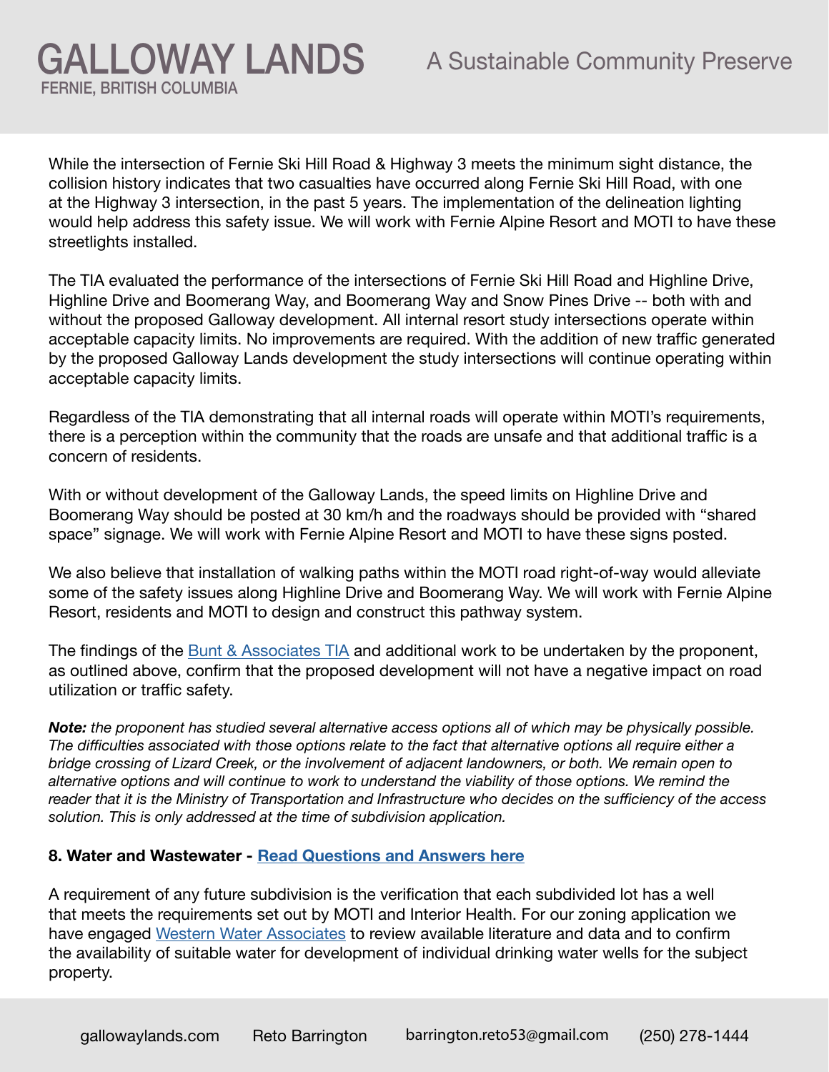While the intersection of Fernie Ski Hill Road & Highway 3 meets the minimum sight distance, the collision history indicates that two casualties have occurred along Fernie Ski Hill Road, with one at the Highway 3 intersection, in the past 5 years. The implementation of the delineation lighting would help address this safety issue. We will work with Fernie Alpine Resort and MOTI to have these streetlights installed.

The TIA evaluated the performance of the intersections of Fernie Ski Hill Road and Highline Drive, Highline Drive and Boomerang Way, and Boomerang Way and Snow Pines Drive -- both with and without the proposed Galloway development. All internal resort study intersections operate within acceptable capacity limits. No improvements are required. With the addition of new traffic generated by the proposed Galloway Lands development the study intersections will continue operating within acceptable capacity limits.

Regardless of the TIA demonstrating that all internal roads will operate within MOTI's requirements, there is a perception within the community that the roads are unsafe and that additional traffic is a concern of residents.

With or without development of the Galloway Lands, the speed limits on Highline Drive and Boomerang Way should be posted at 30 km/h and the roadways should be provided with "shared space" signage. We will work with Fernie Alpine Resort and MOTI to have these signs posted.

We also believe that installation of walking paths within the MOTI road right-of-way would alleviate some of the safety issues along Highline Drive and Boomerang Way. We will work with Fernie Alpine Resort, residents and MOTI to design and construct this pathway system.

The findings of the Bunt & Associates TIA and additional work to be undertaken by the proponent, as outlined above, confirm that the proposed development will not have a negative impact on road utilization or traffic safety.

***Note:*** *the proponent has studied several alternative access options all of which may be physically possible. The difficulties associated with those options relate to the fact that alternative options all require either a bridge crossing of Lizard Creek, or the involvement of adjacent landowners, or both. We remain open to alternative options and will continue to work to understand the viability of those options. We remind the reader that it is the Ministry of Transportation and Infrastructure who decides on the sufficiency of the access solution. This is only addressed at the time of subdivision application.*

### 8. Water and Wastewater - Read Questions and Answers here

A requirement of any future subdivision is the verification that each subdivided lot has a well that meets the requirements set out by MOTI and Interior Health. For our zoning application we have engaged Western Water Associates to review available literature and data and to confirm the availability of suitable water for development of individual drinking water wells for the subject property.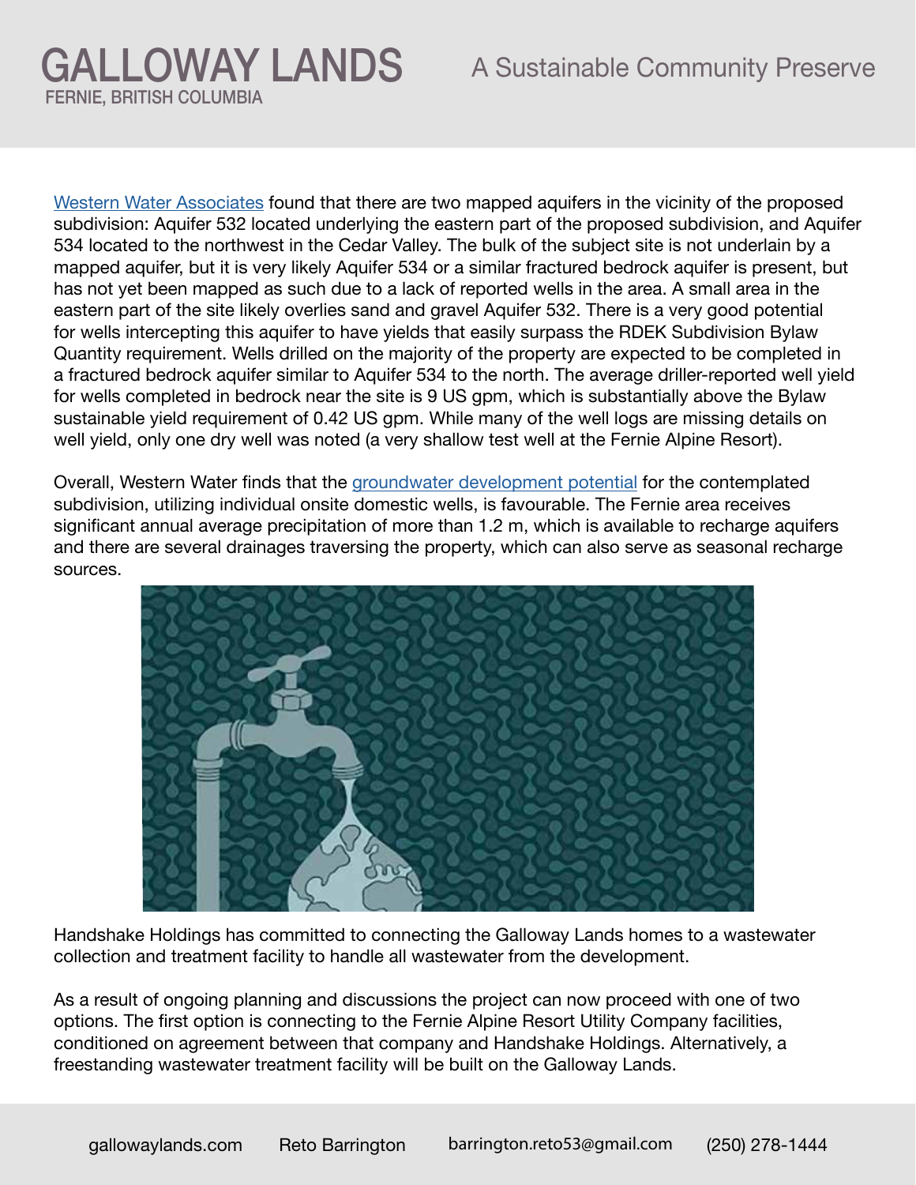[Western Water Associates](#) found that there are two mapped aquifers in the vicinity of the proposed subdivision: Aquifer 532 located underlying the eastern part of the proposed subdivision, and Aquifer 534 located to the northwest in the Cedar Valley. The bulk of the subject site is not underlain by a mapped aquifer, but it is very likely Aquifer 534 or a similar fractured bedrock aquifer is present, but has not yet been mapped as such due to a lack of reported wells in the area. A small area in the eastern part of the site likely overlies sand and gravel Aquifer 532. There is a very good potential for wells intercepting this aquifer to have yields that easily surpass the RDEK Subdivision Bylaw Quantity requirement. Wells drilled on the majority of the property are expected to be completed in a fractured bedrock aquifer similar to Aquifer 534 to the north. The average driller-reported well yield for wells completed in bedrock near the site is 9 US gpm, which is substantially above the Bylaw sustainable yield requirement of 0.42 US gpm. While many of the well logs are missing details on well yield, only one dry well was noted (a very shallow test well at the Fernie Alpine Resort).

Overall, Western Water finds that the [groundwater development potential](#) for the contemplated subdivision, utilizing individual onsite domestic wells, is favourable. The Fernie area receives significant annual average precipitation of more than 1.2 m, which is available to recharge aquifers and there are several drainages traversing the property, which can also serve as seasonal recharge sources.

Handshake Holdings has committed to connecting the Galloway Lands homes to a wastewater collection and treatment facility to handle all wastewater from the development.

As a result of ongoing planning and discussions the project can now proceed with one of two options. The first option is connecting to the Fernie Alpine Resort Utility Company facilities, conditioned on agreement between that company and Handshake Holdings. Alternatively, a freestanding wastewater treatment facility will be built on the Galloway Lands.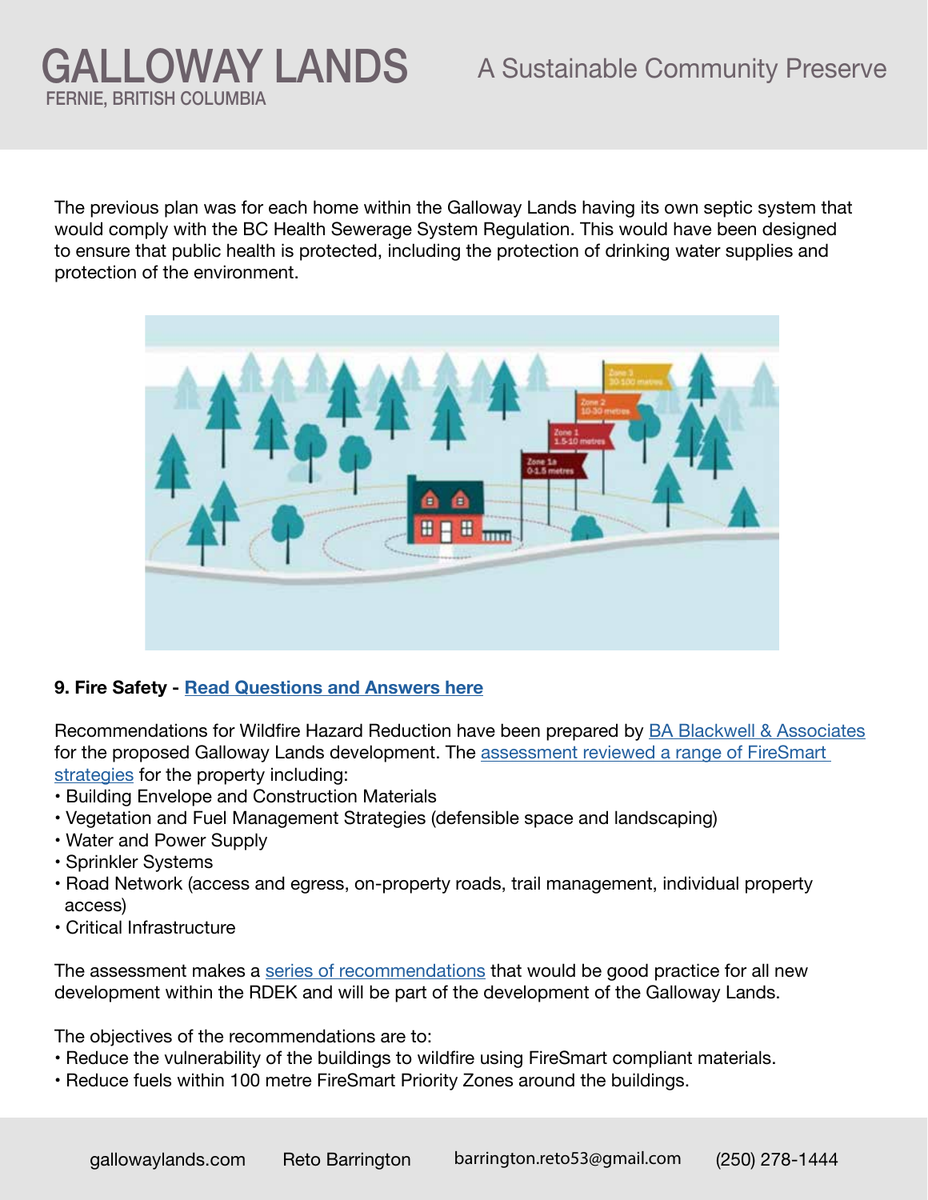The previous plan was for each home within the Galloway Lands having its own septic system that would comply with the BC Health Sewerage System Regulation. This would have been designed to ensure that public health is protected, including the protection of drinking water supplies and protection of the environment.

**9. Fire Safety - Read Questions and Answers here**

Recommendations for Wildfire Hazard Reduction have been prepared by BA Blackwell & Associates for the proposed Galloway Lands development. The assessment reviewed a range of FireSmart strategies for the property including:

- Building Envelope and Construction Materials
- Vegetation and Fuel Management Strategies (defensible space and landscaping)
- Water and Power Supply
- Sprinkler Systems
- Road Network (access and egress, on-property roads, trail management, individual property access)
- Critical Infrastructure

The assessment makes a series of recommendations that would be good practice for all new development within the RDEK and will be part of the development of the Galloway Lands.

The objectives of the recommendations are to:

- Reduce the vulnerability of the buildings to wildfire using FireSmart compliant materials.
- Reduce fuels within 100 metre FireSmart Priority Zones around the buildings.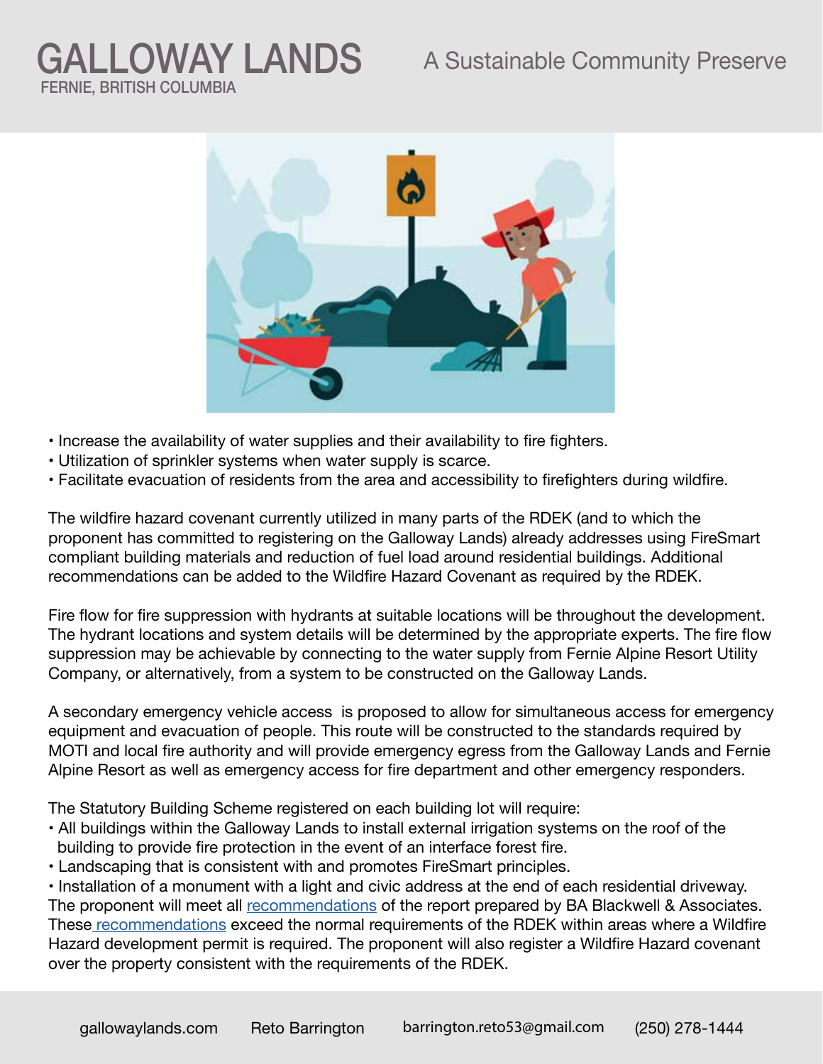• Increase the availability of water supplies and their availability to fire fighters.
• Utilization of sprinkler systems when water supply is scarce.
• Facilitate evacuation of residents from the area and accessibility to firefighters during wildfire.

The wildfire hazard covenant currently utilized in many parts of the RDEK (and to which the proponent has committed to registering on the Galloway Lands) already addresses using FireSmart compliant building materials and reduction of fuel load around residential buildings. Additional recommendations can be added to the Wildfire Hazard Covenant as required by the RDEK.

Fire flow for fire suppression with hydrants at suitable locations will be throughout the development. The hydrant locations and system details will be determined by the appropriate experts. The fire flow suppression may be achievable by connecting to the water supply from Fernie Alpine Resort Utility Company, or alternatively, from a system to be constructed on the Galloway Lands.

A secondary emergency vehicle access is proposed to allow for simultaneous access for emergency equipment and evacuation of people. This route will be constructed to the standards required by MOTI and local fire authority and will provide emergency egress from the Galloway Lands and Fernie Alpine Resort as well as emergency access for fire department and other emergency responders.

The Statutory Building Scheme registered on each building lot will require:
• All buildings within the Galloway Lands to install external irrigation systems on the roof of the building to provide fire protection in the event of an interface forest fire.
• Landscaping that is consistent with and promotes FireSmart principles.
• Installation of a monument with a light and civic address at the end of each residential driveway.

The proponent will meet all recommendations of the report prepared by BA Blackwell & Associates. These recommendations exceed the normal requirements of the RDEK within areas where a Wildfire Hazard development permit is required. The proponent will also register a Wildfire Hazard covenant over the property consistent with the requirements of the RDEK.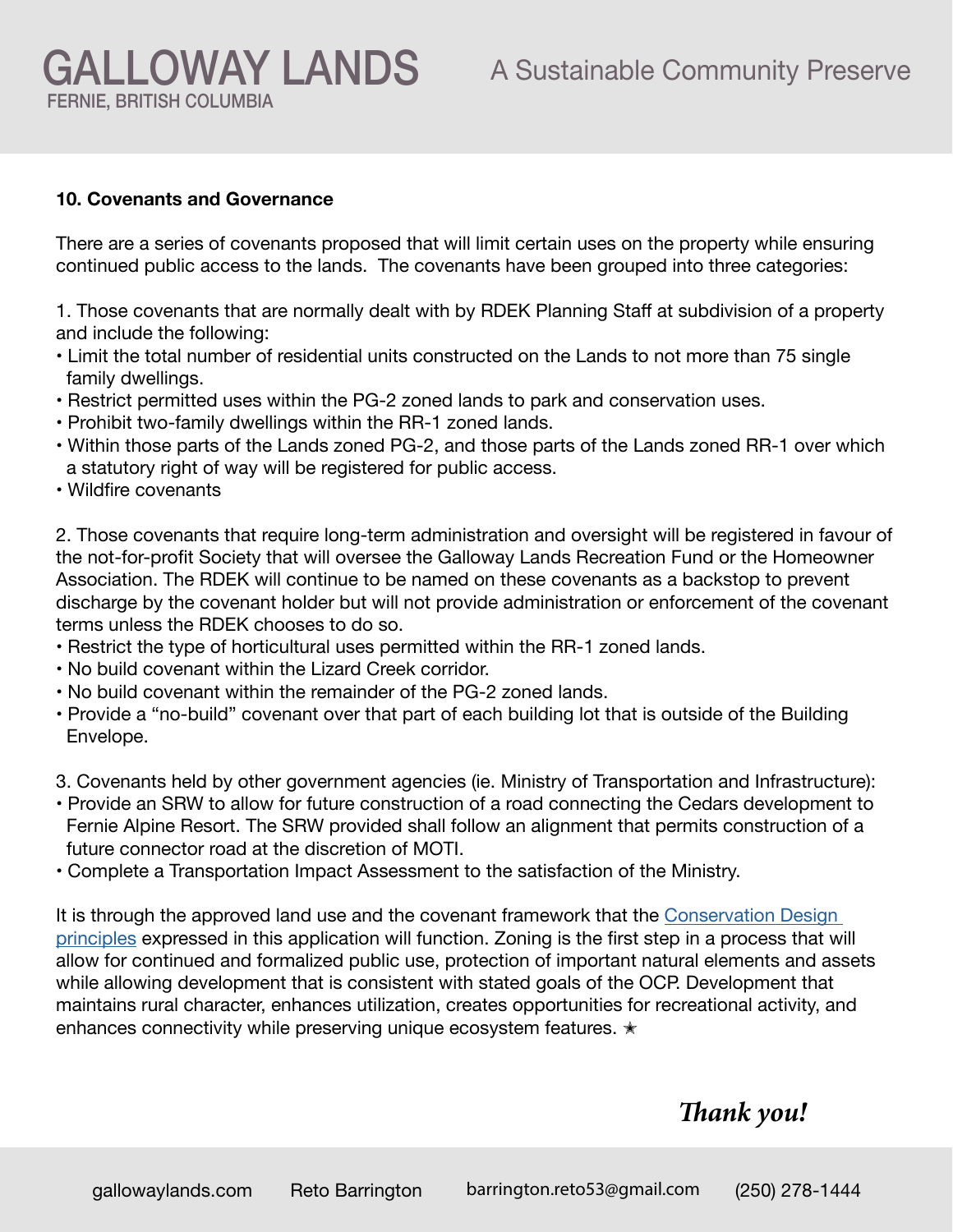### 10. Covenants and Governance

There are a series of covenants proposed that will limit certain uses on the property while ensuring continued public access to the lands. The covenants have been grouped into three categories:

1. Those covenants that are normally dealt with by RDEK Planning Staff at subdivision of a property and include the following:
- Limit the total number of residential units constructed on the Lands to not more than 75 single family dwellings.
- Restrict permitted uses within the PG-2 zoned lands to park and conservation uses.
- Prohibit two-family dwellings within the RR-1 zoned lands.
- Within those parts of the Lands zoned PG-2, and those parts of the Lands zoned RR-1 over which a statutory right of way will be registered for public access.
- Wildfire covenants

2. Those covenants that require long-term administration and oversight will be registered in favour of the not-for-profit Society that will oversee the Galloway Lands Recreation Fund or the Homeowner Association. The RDEK will continue to be named on these covenants as a backstop to prevent discharge by the covenant holder but will not provide administration or enforcement of the covenant terms unless the RDEK chooses to do so.
- Restrict the type of horticultural uses permitted within the RR-1 zoned lands.
- No build covenant within the Lizard Creek corridor.
- No build covenant within the remainder of the PG-2 zoned lands.
- Provide a "no-build" covenant over that part of each building lot that is outside of the Building Envelope.

3. Covenants held by other government agencies (ie. Ministry of Transportation and Infrastructure):
- Provide an SRW to allow for future construction of a road connecting the Cedars development to Fernie Alpine Resort. The SRW provided shall follow an alignment that permits construction of a future connector road at the discretion of MOTI.
- Complete a Transportation Impact Assessment to the satisfaction of the Ministry.

It is through the approved land use and the covenant framework that the Conservation Design principles expressed in this application will function. Zoning is the first step in a process that will allow for continued and formalized public use, protection of important natural elements and assets while allowing development that is consistent with stated goals of the OCP. Development that maintains rural character, enhances utilization, creates opportunities for recreational activity, and enhances connectivity while preserving unique ecosystem features. ✭

***Thank you!***

gallowaylands.com Reto Barrington barrington.reto53@gmail.com (250) 278-1444